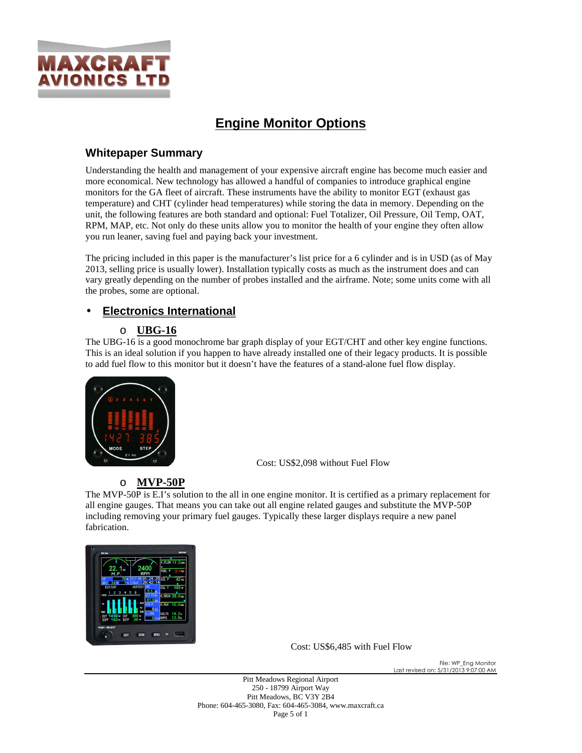# Engine Monitor Options

## Whitepaper Summary

Understanding the health and management of your expensive aircraft engine has become much easier and more economical. New technology has allowed a handful of companies to introduce graphical engine monitors for the GA fleet of aircraft. These instruments have the ability to monitor EGT (exhaust gas temperature) and CHT (cylinder head temperatures) while storing the data in memory. Depending on the unit, the following features are both standard and optional: Fuel Totalizer, Oil Pressure, Oil Temp, OAT, RPM, MAP, etc. Not only do these units allow you to monitor the health of your engine they often allow you run leaner, saving fuel and paying back your investment.

The pricing included in this paper is the manufacturer's list price for a 6 cylinder and is in USD (as of May 2013, selling price is usually lower). Installation typically costs as much as the instrument does and can vary greatly depending on the number of probes installed and the airframe. Note; some units come with all the probes, some are optional.

- **Electronics International**

  - **UBG-16**

The UBG-16 is a good monochrome bar graph display of your EGT/CHT and other key engine functions. This is an ideal solution if you happen to have already installed one of their legacy products. It is possible to add fuel flow to this monitor but it doesn't have the features of a stand-alone fuel flow display.

Cost: US$2,098 without Fuel Flow

  - **MVP-50P**

The MVP-50P is E.I's solution to the all in one engine monitor. It is certified as a primary replacement for all engine gauges. That means you can take out all engine related gauges and substitute the MVP-50P including removing your primary fuel gauges. Typically these larger displays require a new panel fabrication.

Cost: US$6,485 with Fuel Flow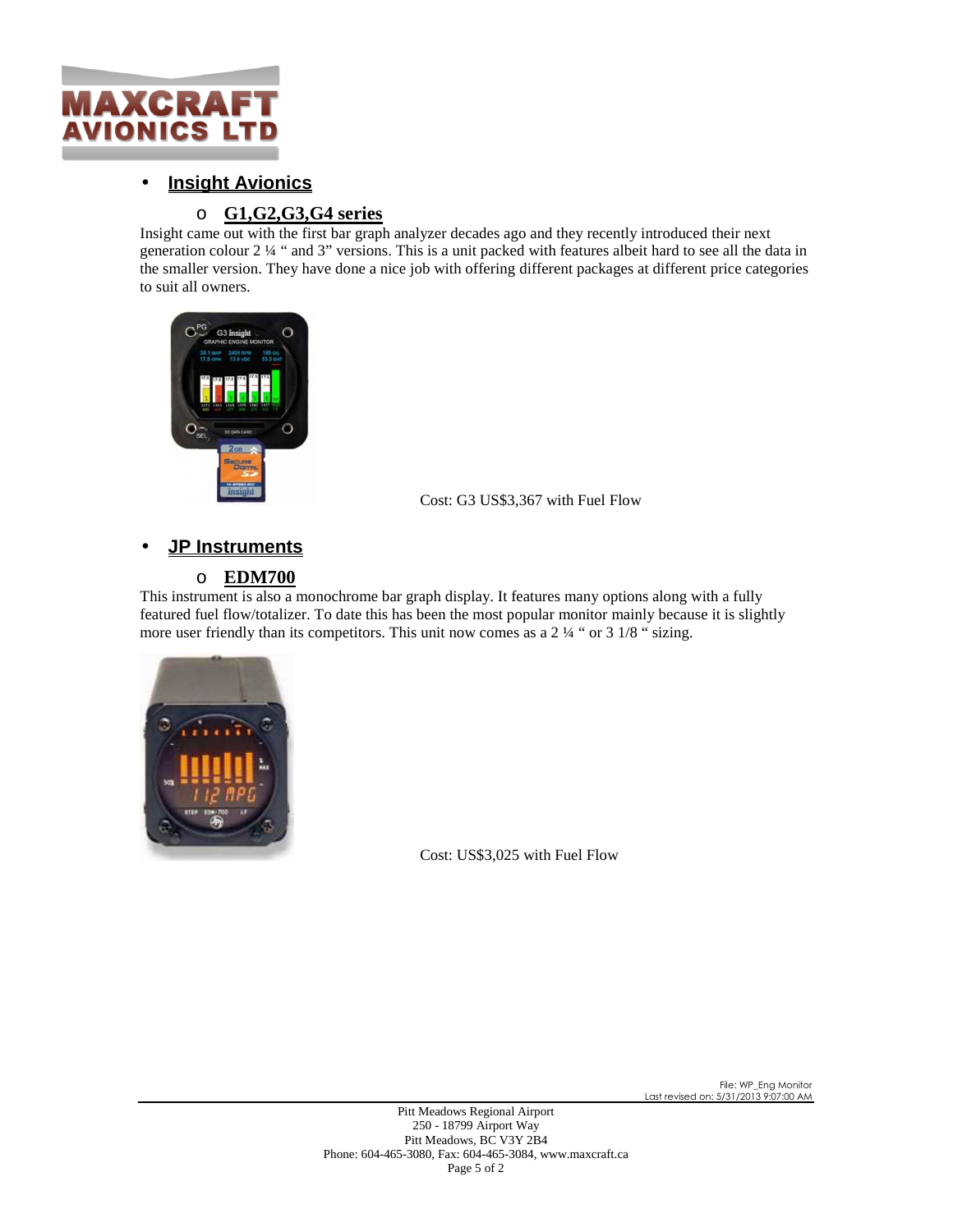- **Insight Avionics**
  - **G1,G2,G3,G4 series**

Insight came out with the first bar graph analyzer decades ago and they recently introduced their next generation colour 2 ¼ " and 3" versions. This is a unit packed with features albeit hard to see all the data in the smaller version. They have done a nice job with offering different packages at different price categories to suit all owners.

Cost: G3 US$3,367 with Fuel Flow

- **JP Instruments**
  - **EDM700**

This instrument is also a monochrome bar graph display. It features many options along with a fully featured fuel flow/totalizer. To date this has been the most popular monitor mainly because it is slightly more user friendly than its competitors. This unit now comes as a 2 ¼ " or 3 1/8 " sizing.

Cost: US$3,025 with Fuel Flow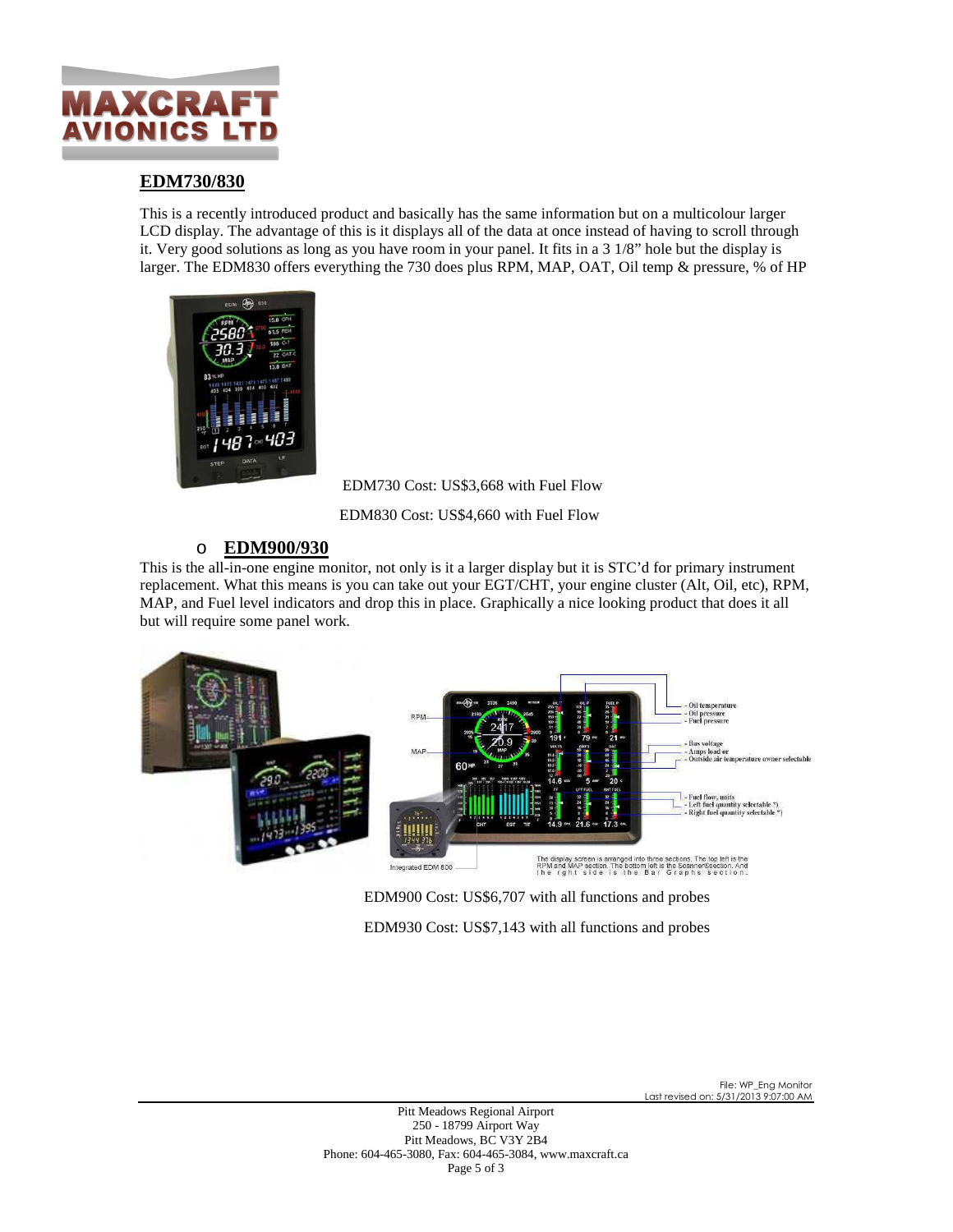## EDM730/830

This is a recently introduced product and basically has the same information but on a multicolour larger LCD display. The advantage of this is it displays all of the data at once instead of having to scroll through it. Very good solutions as long as you have room in your panel. It fits in a 3 1/8" hole but the display is larger. The EDM830 offers everything the 730 does plus RPM, MAP, OAT, Oil temp & pressure, % of HP

EDM730 Cost: US$3,668 with Fuel Flow

EDM830 Cost: US$4,660 with Fuel Flow

- ## EDM900/930

This is the all-in-one engine monitor, not only is it a larger display but it is STC'd for primary instrument replacement. What this means is you can take out your EGT/CHT, your engine cluster (Alt, Oil, etc), RPM, MAP, and Fuel level indicators and drop this in place. Graphically a nice looking product that does it all but will require some panel work.

EDM900 Cost: US$6,707 with all functions and probes

EDM930 Cost: US$7,143 with all functions and probes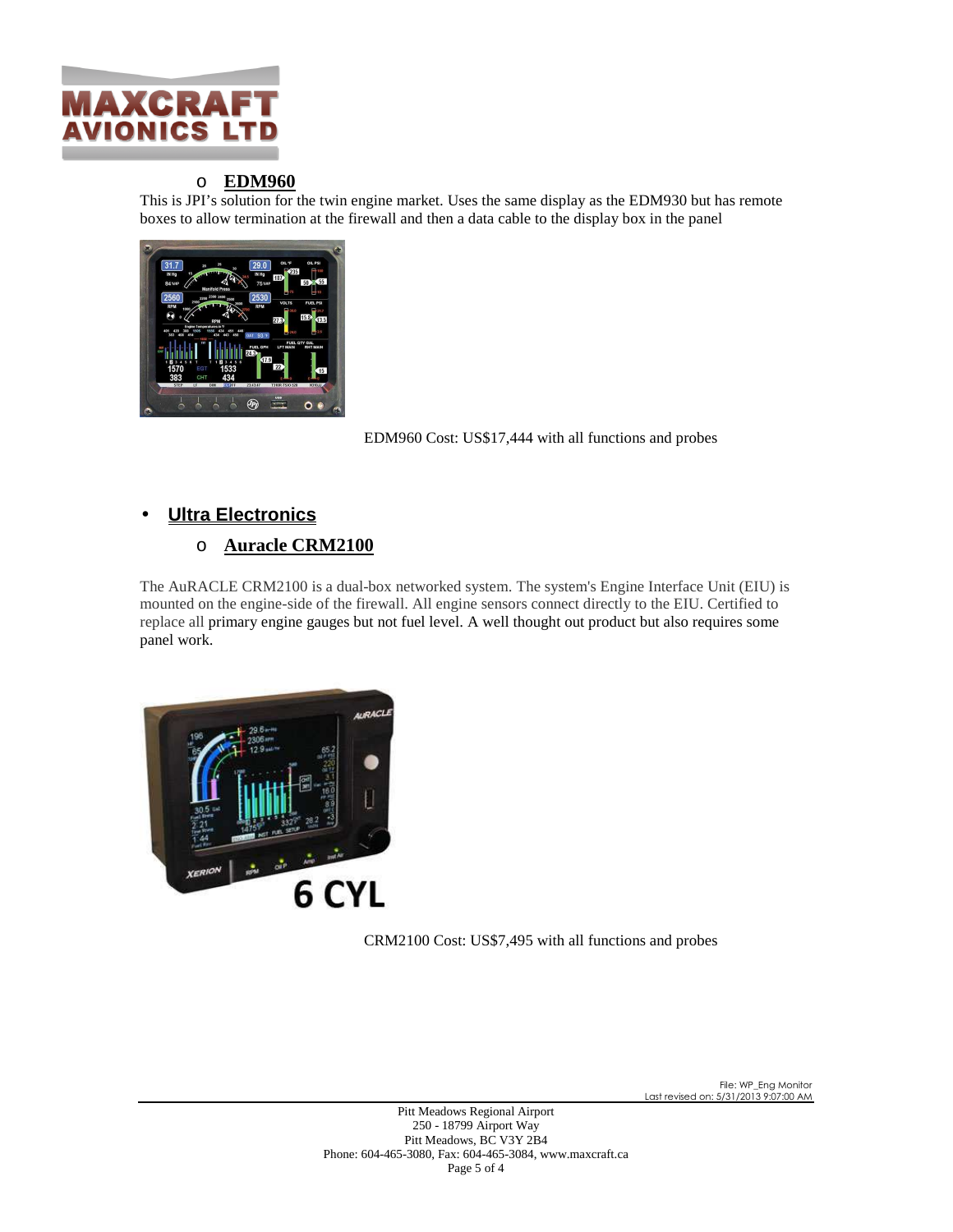- **EDM960**

This is JPI's solution for the twin engine market. Uses the same display as the EDM930 but has remote boxes to allow termination at the firewall and then a data cable to the display box in the panel

EDM960 Cost: US$17,444 with all functions and probes

- **Ultra Electronics**
  - **Auracle CRM2100**

The AuRACLE CRM2100 is a dual-box networked system. The system's Engine Interface Unit (EIU) is mounted on the engine-side of the firewall. All engine sensors connect directly to the EIU. Certified to replace all primary engine gauges but not fuel level. A well thought out product but also requires some panel work.

CRM2100 Cost: US$7,495 with all functions and probes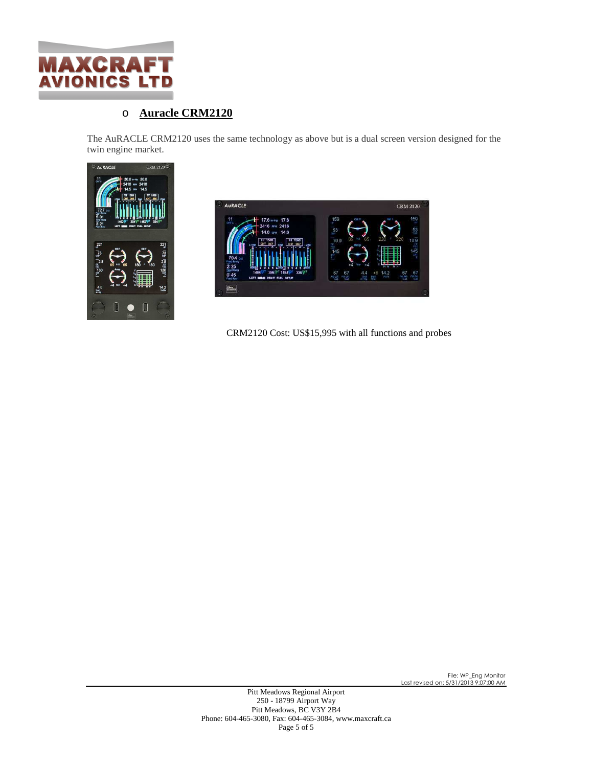- **Auracle CRM2120**

The AuRACLE CRM2120 uses the same technology as above but is a dual screen version designed for the twin engine market.

CRM2120 Cost: US$15,995 with all functions and probes